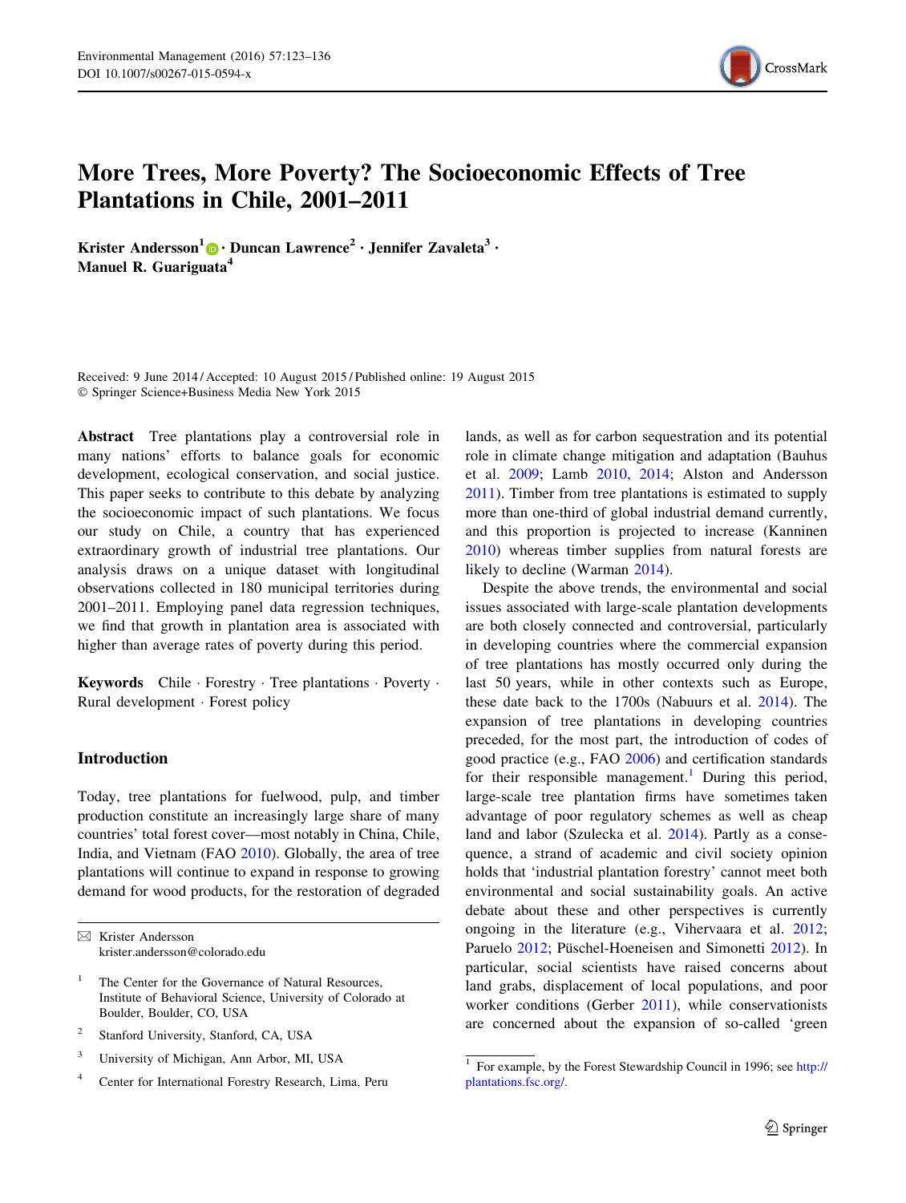# More Trees, More Poverty? The Socioeconomic Effects of Tree Plantations in Chile, 2001–2011

**Krister Andersson**[1] **· Duncan Lawrence**[2] **· Jennifer Zavaleta**[3] **· Manuel R. Guariguata**[4]

Received: 9 June 2014 / Accepted: 10 August 2015 / Published online: 19 August 2015
© Springer Science+Business Media New York 2015

**Abstract** Tree plantations play a controversial role in many nations' efforts to balance goals for economic development, ecological conservation, and social justice. This paper seeks to contribute to this debate by analyzing the socioeconomic impact of such plantations. We focus our study on Chile, a country that has experienced extraordinary growth of industrial tree plantations. Our analysis draws on a unique dataset with longitudinal observations collected in 180 municipal territories during 2001–2011. Employing panel data regression techniques, we find that growth in plantation area is associated with higher than average rates of poverty during this period.

**Keywords** Chile · Forestry · Tree plantations · Poverty · Rural development · Forest policy

## Introduction

Today, tree plantations for fuelwood, pulp, and timber production constitute an increasingly large share of many countries' total forest cover—most notably in China, Chile, India, and Vietnam (FAO 2010). Globally, the area of tree plantations will continue to expand in response to growing demand for wood products, for the restoration of degraded lands, as well as for carbon sequestration and its potential role in climate change mitigation and adaptation (Bauhus et al. 2009; Lamb 2010, 2014; Alston and Andersson 2011). Timber from tree plantations is estimated to supply more than one-third of global industrial demand currently, and this proportion is projected to increase (Kanninen 2010) whereas timber supplies from natural forests are likely to decline (Warman 2014).

Despite the above trends, the environmental and social issues associated with large-scale plantation developments are both closely connected and controversial, particularly in developing countries where the commercial expansion of tree plantations has mostly occurred only during the last 50 years, while in other contexts such as Europe, these date back to the 1700s (Nabuurs et al. 2014). The expansion of tree plantations in developing countries preceded, for the most part, the introduction of codes of good practice (e.g., FAO 2006) and certification standards for their responsible management.[1] During this period, large-scale tree plantation firms have sometimes taken advantage of poor regulatory schemes as well as cheap land and labor (Szulecka et al. 2014). Partly as a consequence, a strand of academic and civil society opinion holds that 'industrial plantation forestry' cannot meet both environmental and social sustainability goals. An active debate about these and other perspectives is currently ongoing in the literature (e.g., Vihervaara et al. 2012; Paruelo 2012; Püschel-Hoeneisen and Simonetti 2012). In particular, social scientists have raised concerns about land grabs, displacement of local populations, and poor worker conditions (Gerber 2011), while conservationists are concerned about the expansion of so-called 'green

---

✉ Krister Andersson
krister.andersson@colorado.edu

[1] The Center for the Governance of Natural Resources, Institute of Behavioral Science, University of Colorado at Boulder, Boulder, CO, USA

[2] Stanford University, Stanford, CA, USA

[3] University of Michigan, Ann Arbor, MI, USA

[4] Center for International Forestry Research, Lima, Peru

[1] For example, by the Forest Stewardship Council in 1996; see http://plantations.fsc.org/.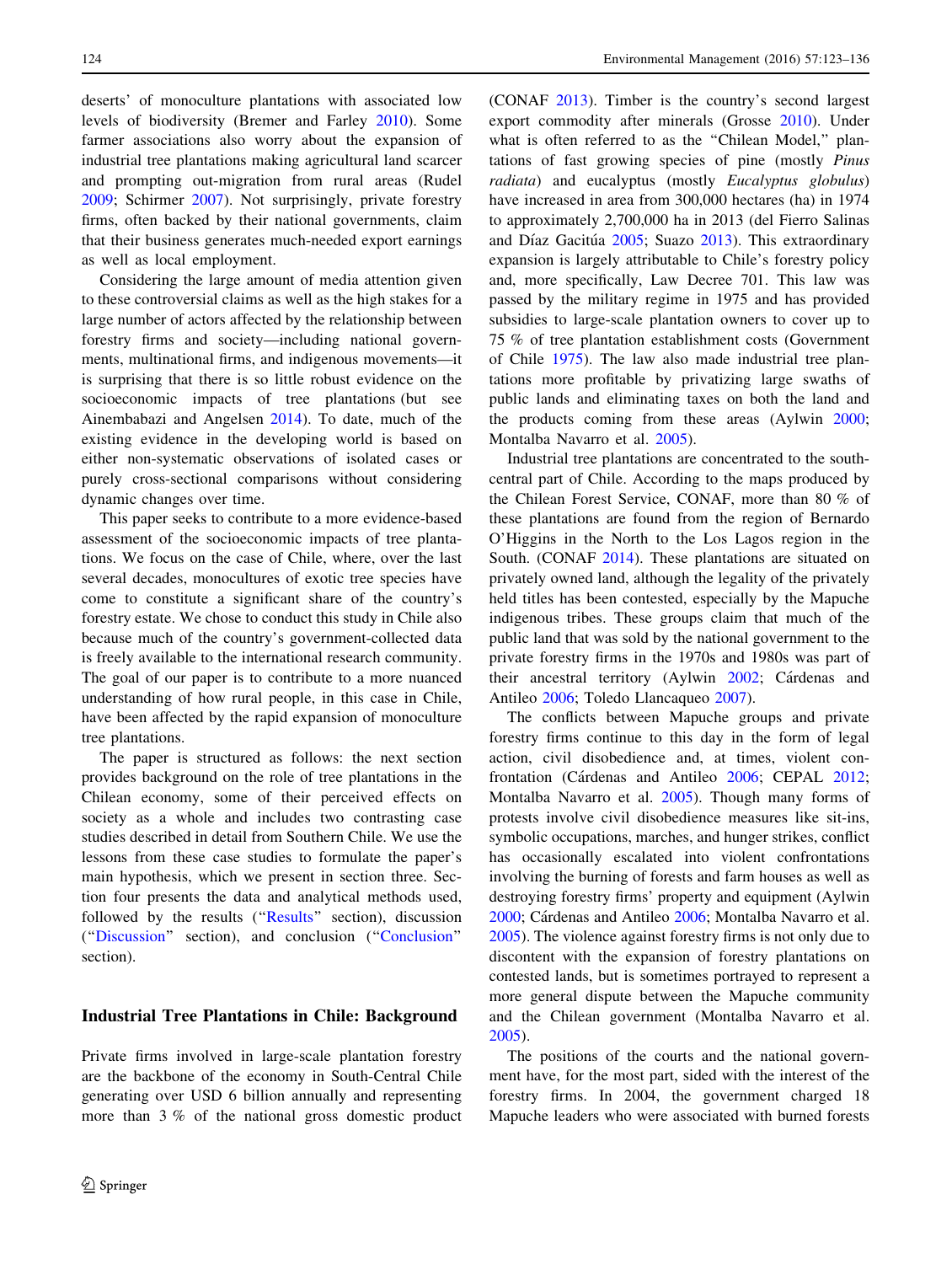deserts' of monoculture plantations with associated low levels of biodiversity (Bremer and Farley 2010). Some farmer associations also worry about the expansion of industrial tree plantations making agricultural land scarcer and prompting out-migration from rural areas (Rudel 2009; Schirmer 2007). Not surprisingly, private forestry firms, often backed by their national governments, claim that their business generates much-needed export earnings as well as local employment.

Considering the large amount of media attention given to these controversial claims as well as the high stakes for a large number of actors affected by the relationship between forestry firms and society—including national governments, multinational firms, and indigenous movements—it is surprising that there is so little robust evidence on the socioeconomic impacts of tree plantations (but see Ainembabazi and Angelsen 2014). To date, much of the existing evidence in the developing world is based on either non-systematic observations of isolated cases or purely cross-sectional comparisons without considering dynamic changes over time.

This paper seeks to contribute to a more evidence-based assessment of the socioeconomic impacts of tree plantations. We focus on the case of Chile, where, over the last several decades, monocultures of exotic tree species have come to constitute a significant share of the country's forestry estate. We chose to conduct this study in Chile also because much of the country's government-collected data is freely available to the international research community. The goal of our paper is to contribute to a more nuanced understanding of how rural people, in this case in Chile, have been affected by the rapid expansion of monoculture tree plantations.

The paper is structured as follows: the next section provides background on the role of tree plantations in the Chilean economy, some of their perceived effects on society as a whole and includes two contrasting case studies described in detail from Southern Chile. We use the lessons from these case studies to formulate the paper's main hypothesis, which we present in section three. Section four presents the data and analytical methods used, followed by the results ("Results" section), discussion ("Discussion" section), and conclusion ("Conclusion" section).

## Industrial Tree Plantations in Chile: Background

Private firms involved in large-scale plantation forestry are the backbone of the economy in South-Central Chile generating over USD 6 billion annually and representing more than 3 % of the national gross domestic product (CONAF 2013). Timber is the country's second largest export commodity after minerals (Grosse 2010). Under what is often referred to as the "Chilean Model," plantations of fast growing species of pine (mostly *Pinus radiata*) and eucalyptus (mostly *Eucalyptus globulus*) have increased in area from 300,000 hectares (ha) in 1974 to approximately 2,700,000 ha in 2013 (del Fierro Salinas and Díaz Gacitúa 2005; Suazo 2013). This extraordinary expansion is largely attributable to Chile's forestry policy and, more specifically, Law Decree 701. This law was passed by the military regime in 1975 and has provided subsidies to large-scale plantation owners to cover up to 75 % of tree plantation establishment costs (Government of Chile 1975). The law also made industrial tree plantations more profitable by privatizing large swaths of public lands and eliminating taxes on both the land and the products coming from these areas (Aylwin 2000; Montalba Navarro et al. 2005).

Industrial tree plantations are concentrated to the south-central part of Chile. According to the maps produced by the Chilean Forest Service, CONAF, more than 80 % of these plantations are found from the region of Bernardo O'Higgins in the North to the Los Lagos region in the South. (CONAF 2014). These plantations are situated on privately owned land, although the legality of the privately held titles has been contested, especially by the Mapuche indigenous tribes. These groups claim that much of the public land that was sold by the national government to the private forestry firms in the 1970s and 1980s was part of their ancestral territory (Aylwin 2002; Cárdenas and Antileo 2006; Toledo Llancaqueo 2007).

The conflicts between Mapuche groups and private forestry firms continue to this day in the form of legal action, civil disobedience and, at times, violent confrontation (Cárdenas and Antileo 2006; CEPAL 2012; Montalba Navarro et al. 2005). Though many forms of protests involve civil disobedience measures like sit-ins, symbolic occupations, marches, and hunger strikes, conflict has occasionally escalated into violent confrontations involving the burning of forests and farm houses as well as destroying forestry firms' property and equipment (Aylwin 2000; Cárdenas and Antileo 2006; Montalba Navarro et al. 2005). The violence against forestry firms is not only due to discontent with the expansion of forestry plantations on contested lands, but is sometimes portrayed to represent a more general dispute between the Mapuche community and the Chilean government (Montalba Navarro et al. 2005).

The positions of the courts and the national government have, for the most part, sided with the interest of the forestry firms. In 2004, the government charged 18 Mapuche leaders who were associated with burned forests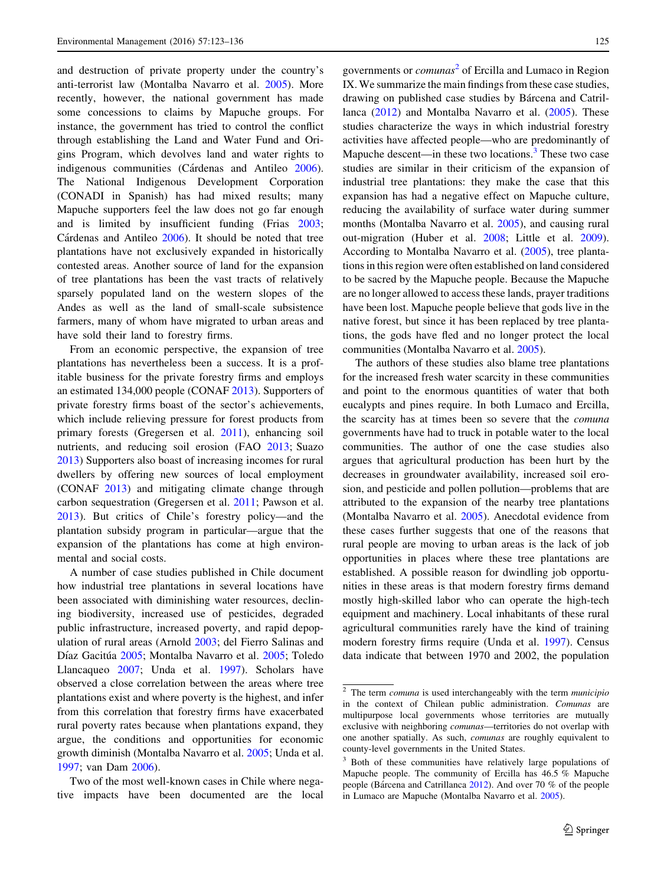and destruction of private property under the country's anti-terrorist law (Montalba Navarro et al. 2005). More recently, however, the national government has made some concessions to claims by Mapuche groups. For instance, the government has tried to control the conflict through establishing the Land and Water Fund and Origins Program, which devolves land and water rights to indigenous communities (Cárdenas and Antileo 2006). The National Indigenous Development Corporation (CONADI in Spanish) has had mixed results; many Mapuche supporters feel the law does not go far enough and is limited by insufficient funding (Frias 2003; Cárdenas and Antileo 2006). It should be noted that tree plantations have not exclusively expanded in historically contested areas. Another source of land for the expansion of tree plantations has been the vast tracts of relatively sparsely populated land on the western slopes of the Andes as well as the land of small-scale subsistence farmers, many of whom have migrated to urban areas and have sold their land to forestry firms.

From an economic perspective, the expansion of tree plantations has nevertheless been a success. It is a profitable business for the private forestry firms and employs an estimated 134,000 people (CONAF 2013). Supporters of private forestry firms boast of the sector's achievements, which include relieving pressure for forest products from primary forests (Gregersen et al. 2011), enhancing soil nutrients, and reducing soil erosion (FAO 2013; Suazo 2013) Supporters also boast of increasing incomes for rural dwellers by offering new sources of local employment (CONAF 2013) and mitigating climate change through carbon sequestration (Gregersen et al. 2011; Pawson et al. 2013). But critics of Chile's forestry policy—and the plantation subsidy program in particular—argue that the expansion of the plantations has come at high environmental and social costs.

A number of case studies published in Chile document how industrial tree plantations in several locations have been associated with diminishing water resources, declining biodiversity, increased use of pesticides, degraded public infrastructure, increased poverty, and rapid depopulation of rural areas (Arnold 2003; del Fierro Salinas and Díaz Gacitúa 2005; Montalba Navarro et al. 2005; Toledo Llancaqueo 2007; Unda et al. 1997). Scholars have observed a close correlation between the areas where tree plantations exist and where poverty is the highest, and infer from this correlation that forestry firms have exacerbated rural poverty rates because when plantations expand, they argue, the conditions and opportunities for economic growth diminish (Montalba Navarro et al. 2005; Unda et al. 1997; van Dam 2006).

Two of the most well-known cases in Chile where negative impacts have been documented are the local governments or *comunas*[2] of Ercilla and Lumaco in Region IX. We summarize the main findings from these case studies, drawing on published case studies by Bárcena and Catrillanca (2012) and Montalba Navarro et al. (2005). These studies characterize the ways in which industrial forestry activities have affected people—who are predominantly of Mapuche descent—in these two locations.[3] These two case studies are similar in their criticism of the expansion of industrial tree plantations: they make the case that this expansion has had a negative effect on Mapuche culture, reducing the availability of surface water during summer months (Montalba Navarro et al. 2005), and causing rural out-migration (Huber et al. 2008; Little et al. 2009). According to Montalba Navarro et al. (2005), tree plantations in this region were often established on land considered to be sacred by the Mapuche people. Because the Mapuche are no longer allowed to access these lands, prayer traditions have been lost. Mapuche people believe that gods live in the native forest, but since it has been replaced by tree plantations, the gods have fled and no longer protect the local communities (Montalba Navarro et al. 2005).

The authors of these studies also blame tree plantations for the increased fresh water scarcity in these communities and point to the enormous quantities of water that both eucalypts and pines require. In both Lumaco and Ercilla, the scarcity has at times been so severe that the *comuna* governments have had to truck in potable water to the local communities. The author of one the case studies also argues that agricultural production has been hurt by the decreases in groundwater availability, increased soil erosion, and pesticide and pollen pollution—problems that are attributed to the expansion of the nearby tree plantations (Montalba Navarro et al. 2005). Anecdotal evidence from these cases further suggests that one of the reasons that rural people are moving to urban areas is the lack of job opportunities in places where these tree plantations are established. A possible reason for dwindling job opportunities in these areas is that modern forestry firms demand mostly high-skilled labor who can operate the high-tech equipment and machinery. Local inhabitants of these rural agricultural communities rarely have the kind of training modern forestry firms require (Unda et al. 1997). Census data indicate that between 1970 and 2002, the population

---

[2] The term *comuna* is used interchangeably with the term *municipio* in the context of Chilean public administration. *Comunas* are multipurpose local governments whose territories are mutually exclusive with neighboring *comunas*—territories do not overlap with one another spatially. As such, *comunas* are roughly equivalent to county-level governments in the United States.

[3] Both of these communities have relatively large populations of Mapuche people. The community of Ercilla has 46.5 % Mapuche people (Bárcena and Catrillanca 2012). And over 70 % of the people in Lumaco are Mapuche (Montalba Navarro et al. 2005).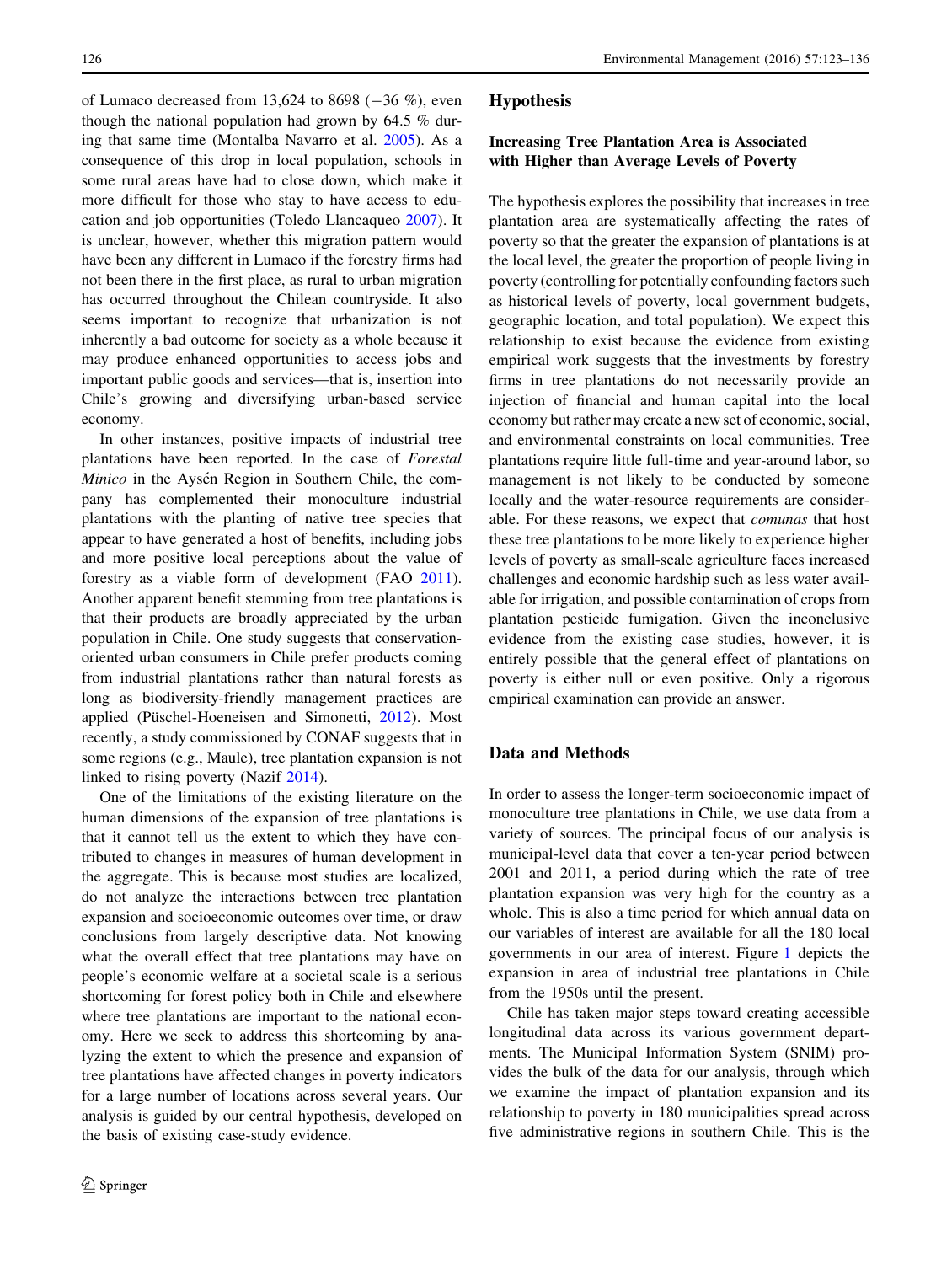of Lumaco decreased from 13,624 to 8698 (−36 %), even though the national population had grown by 64.5 % during that same time (Montalba Navarro et al. 2005). As a consequence of this drop in local population, schools in some rural areas have had to close down, which make it more difficult for those who stay to have access to education and job opportunities (Toledo Llancaqueo 2007). It is unclear, however, whether this migration pattern would have been any different in Lumaco if the forestry firms had not been there in the first place, as rural to urban migration has occurred throughout the Chilean countryside. It also seems important to recognize that urbanization is not inherently a bad outcome for society as a whole because it may produce enhanced opportunities to access jobs and important public goods and services—that is, insertion into Chile's growing and diversifying urban-based service economy.

In other instances, positive impacts of industrial tree plantations have been reported. In the case of *Forestal Minico* in the Aysén Region in Southern Chile, the company has complemented their monoculture industrial plantations with the planting of native tree species that appear to have generated a host of benefits, including jobs and more positive local perceptions about the value of forestry as a viable form of development (FAO 2011). Another apparent benefit stemming from tree plantations is that their products are broadly appreciated by the urban population in Chile. One study suggests that conservation-oriented urban consumers in Chile prefer products coming from industrial plantations rather than natural forests as long as biodiversity-friendly management practices are applied (Püschel-Hoeneisen and Simonetti, 2012). Most recently, a study commissioned by CONAF suggests that in some regions (e.g., Maule), tree plantation expansion is not linked to rising poverty (Nazif 2014).

One of the limitations of the existing literature on the human dimensions of the expansion of tree plantations is that it cannot tell us the extent to which they have contributed to changes in measures of human development in the aggregate. This is because most studies are localized, do not analyze the interactions between tree plantation expansion and socioeconomic outcomes over time, or draw conclusions from largely descriptive data. Not knowing what the overall effect that tree plantations may have on people's economic welfare at a societal scale is a serious shortcoming for forest policy both in Chile and elsewhere where tree plantations are important to the national economy. Here we seek to address this shortcoming by analyzing the extent to which the presence and expansion of tree plantations have affected changes in poverty indicators for a large number of locations across several years. Our analysis is guided by our central hypothesis, developed on the basis of existing case-study evidence.

## Hypothesis

### Increasing Tree Plantation Area is Associated with Higher than Average Levels of Poverty

The hypothesis explores the possibility that increases in tree plantation area are systematically affecting the rates of poverty so that the greater the expansion of plantations is at the local level, the greater the proportion of people living in poverty (controlling for potentially confounding factors such as historical levels of poverty, local government budgets, geographic location, and total population). We expect this relationship to exist because the evidence from existing empirical work suggests that the investments by forestry firms in tree plantations do not necessarily provide an injection of financial and human capital into the local economy but rather may create a new set of economic, social, and environmental constraints on local communities. Tree plantations require little full-time and year-around labor, so management is not likely to be conducted by someone locally and the water-resource requirements are considerable. For these reasons, we expect that *comunas* that host these tree plantations to be more likely to experience higher levels of poverty as small-scale agriculture faces increased challenges and economic hardship such as less water available for irrigation, and possible contamination of crops from plantation pesticide fumigation. Given the inconclusive evidence from the existing case studies, however, it is entirely possible that the general effect of plantations on poverty is either null or even positive. Only a rigorous empirical examination can provide an answer.

## Data and Methods

In order to assess the longer-term socioeconomic impact of monoculture tree plantations in Chile, we use data from a variety of sources. The principal focus of our analysis is municipal-level data that cover a ten-year period between 2001 and 2011, a period during which the rate of tree plantation expansion was very high for the country as a whole. This is also a time period for which annual data on our variables of interest are available for all the 180 local governments in our area of interest. Figure 1 depicts the expansion in area of industrial tree plantations in Chile from the 1950s until the present.

Chile has taken major steps toward creating accessible longitudinal data across its various government departments. The Municipal Information System (SNIM) provides the bulk of the data for our analysis, through which we examine the impact of plantation expansion and its relationship to poverty in 180 municipalities spread across five administrative regions in southern Chile. This is the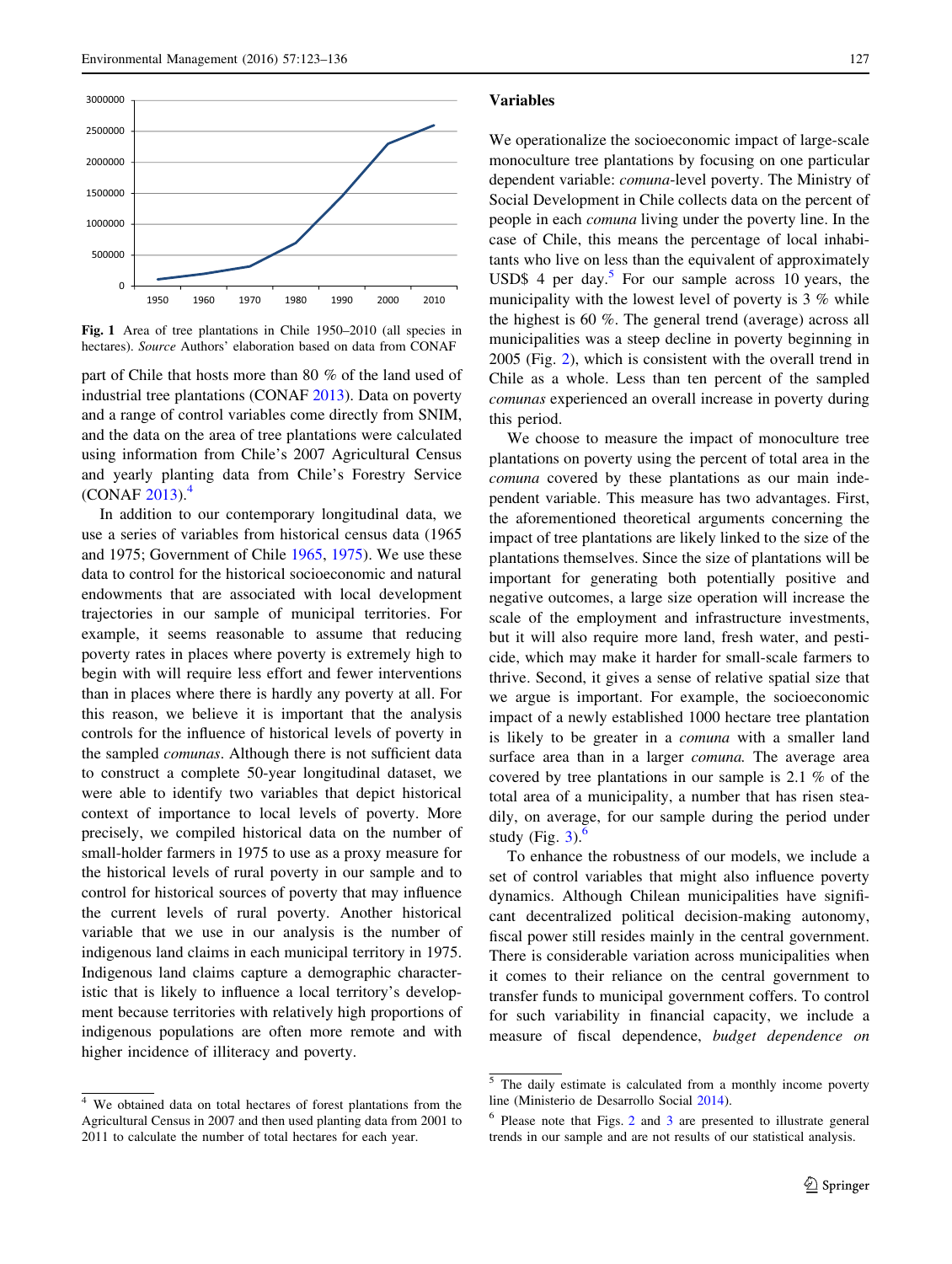Fig. 1 Area of tree plantations in Chile 1950–2010 (all species in hectares). *Source* Authors' elaboration based on data from CONAF

part of Chile that hosts more than 80 % of the land used of industrial tree plantations (CONAF 2013). Data on poverty and a range of control variables come directly from SNIM, and the data on the area of tree plantations were calculated using information from Chile's 2007 Agricultural Census and yearly planting data from Chile's Forestry Service (CONAF 2013).[4]

In addition to our contemporary longitudinal data, we use a series of variables from historical census data (1965 and 1975; Government of Chile 1965, 1975). We use these data to control for the historical socioeconomic and natural endowments that are associated with local development trajectories in our sample of municipal territories. For example, it seems reasonable to assume that reducing poverty rates in places where poverty is extremely high to begin with will require less effort and fewer interventions than in places where there is hardly any poverty at all. For this reason, we believe it is important that the analysis controls for the influence of historical levels of poverty in the sampled *comunas*. Although there is not sufficient data to construct a complete 50-year longitudinal dataset, we were able to identify two variables that depict historical context of importance to local levels of poverty. More precisely, we compiled historical data on the number of small-holder farmers in 1975 to use as a proxy measure for the historical levels of rural poverty in our sample and to control for historical sources of poverty that may influence the current levels of rural poverty. Another historical variable that we use in our analysis is the number of indigenous land claims in each municipal territory in 1975. Indigenous land claims capture a demographic characteristic that is likely to influence a local territory's development because territories with relatively high proportions of indigenous populations are often more remote and with higher incidence of illiteracy and poverty.

## Variables

We operationalize the socioeconomic impact of large-scale monoculture tree plantations by focusing on one particular dependent variable: *comuna*-level poverty. The Ministry of Social Development in Chile collects data on the percent of people in each *comuna* living under the poverty line. In the case of Chile, this means the percentage of local inhabitants who live on less than the equivalent of approximately USD$ 4 per day.[5] For our sample across 10 years, the municipality with the lowest level of poverty is 3 % while the highest is 60 %. The general trend (average) across all municipalities was a steep decline in poverty beginning in 2005 (Fig. 2), which is consistent with the overall trend in Chile as a whole. Less than ten percent of the sampled *comunas* experienced an overall increase in poverty during this period.

We choose to measure the impact of monoculture tree plantations on poverty using the percent of total area in the *comuna* covered by these plantations as our main independent variable. This measure has two advantages. First, the aforementioned theoretical arguments concerning the impact of tree plantations are likely linked to the size of the plantations themselves. Since the size of plantations will be important for generating both potentially positive and negative outcomes, a large size operation will increase the scale of the employment and infrastructure investments, but it will also require more land, fresh water, and pesticide, which may make it harder for small-scale farmers to thrive. Second, it gives a sense of relative spatial size that we argue is important. For example, the socioeconomic impact of a newly established 1000 hectare tree plantation is likely to be greater in a *comuna* with a smaller land surface area than in a larger *comuna.* The average area covered by tree plantations in our sample is 2.1 % of the total area of a municipality, a number that has risen steadily, on average, for our sample during the period under study (Fig. 3).[6]

To enhance the robustness of our models, we include a set of control variables that might also influence poverty dynamics. Although Chilean municipalities have significant decentralized political decision-making autonomy, fiscal power still resides mainly in the central government. There is considerable variation across municipalities when it comes to their reliance on the central government to transfer funds to municipal government coffers. To control for such variability in financial capacity, we include a measure of fiscal dependence, *budget dependence on*

---

[4] We obtained data on total hectares of forest plantations from the Agricultural Census in 2007 and then used planting data from 2001 to 2011 to calculate the number of total hectares for each year.

[5] The daily estimate is calculated from a monthly income poverty line (Ministerio de Desarrollo Social 2014).

[6] Please note that Figs. 2 and 3 are presented to illustrate general trends in our sample and are not results of our statistical analysis.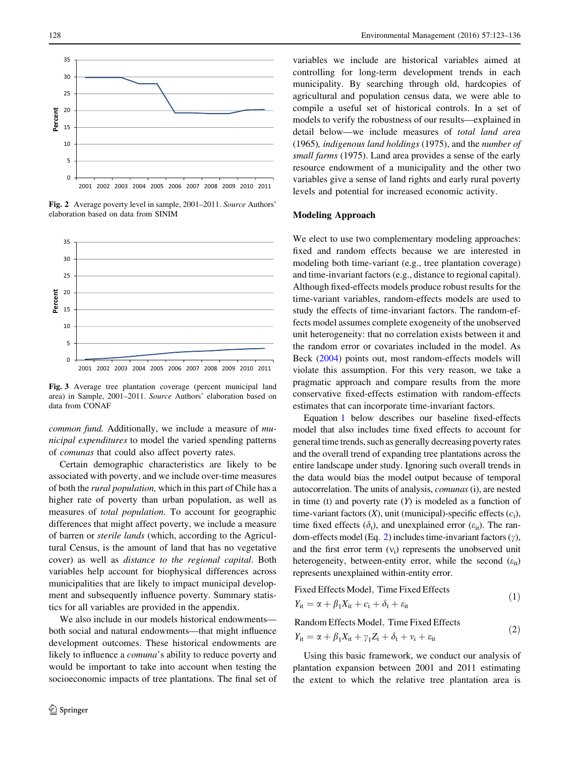Fig. 2 Average poverty level in sample, 2001–2011. *Source* Authors' elaboration based on data from SINIM

Fig. 3 Average tree plantation coverage (percent municipal land area) in Sample, 2001–2011. *Source* Authors' elaboration based on data from CONAF

*common fund.* Additionally, we include a measure of *municipal expenditures* to model the varied spending patterns of *comunas* that could also affect poverty rates.

Certain demographic characteristics are likely to be associated with poverty, and we include over-time measures of both the *rural population,* which in this part of Chile has a higher rate of poverty than urban population, as well as measures of *total population.* To account for geographic differences that might affect poverty, we include a measure of barren or *sterile lands* (which, according to the Agricultural Census, is the amount of land that has no vegetative cover) as well as *distance to the regional capital*. Both variables help account for biophysical differences across municipalities that are likely to impact municipal development and subsequently influence poverty. Summary statistics for all variables are provided in the appendix.

We also include in our models historical endowments—both social and natural endowments—that might influence development outcomes. These historical endowments are likely to influence a *comuna*'s ability to reduce poverty and would be important to take into account when testing the socioeconomic impacts of tree plantations. The final set of variables we include are historical variables aimed at controlling for long-term development trends in each municipality. By searching through old, hardcopies of agricultural and population census data, we were able to compile a useful set of historical controls. In a set of models to verify the robustness of our results—explained in detail below—we include measures of *total land area* (1965)*, indigenous land holdings* (1975), and the *number of small farms* (1975). Land area provides a sense of the early resource endowment of a municipality and the other two variables give a sense of land rights and early rural poverty levels and potential for increased economic activity.

## Modeling Approach

We elect to use two complementary modeling approaches: fixed and random effects because we are interested in modeling both time-variant (e.g., tree plantation coverage) and time-invariant factors (e.g., distance to regional capital). Although fixed-effects models produce robust results for the time-variant variables, random-effects models are used to study the effects of time-invariant factors. The random-effects model assumes complete exogeneity of the unobserved unit heterogeneity: that no correlation exists between it and the random error or covariates included in the model. As Beck (2004) points out, most random-effects models will violate this assumption. For this very reason, we take a pragmatic approach and compare results from the more conservative fixed-effects estimation with random-effects estimates that can incorporate time-invariant factors.

Equation 1 below describes our baseline fixed-effects model that also includes time fixed effects to account for general time trends, such as generally decreasing poverty rates and the overall trend of expanding tree plantations across the entire landscape under study. Ignoring such overall trends in the data would bias the model output because of temporal autocorrelation. The units of analysis, *comunas* (i), are nested in time (t) and poverty rate ($Y$) is modeled as a function of time-variant factors ($X$), unit (municipal)-specific effects ($c_i$), time fixed effects ($\delta_t$), and unexplained error ($\varepsilon_{it}$). The random-effects model (Eq. 2) includes time-invariant factors ($\gamma$), and the first error term ($\nu_i$) represents the unobserved unit heterogeneity, between-entity error, while the second ($\varepsilon_{it}$) represents unexplained within-entity error.

$$\text{Fixed Effects Model, Time Fixed Effects} \quad Y_{it} = \alpha + \beta_1 X_{it} + c_i + \delta_t + \varepsilon_{it} \tag{1}$$

$$\text{Random Effects Model, Time Fixed Effects} \quad Y_{it} = \alpha + \beta_1 X_{it} + \gamma_1 Z_i + \delta_t + \nu_i + \varepsilon_{it} \tag{2}$$

Using this basic framework, we conduct our analysis of plantation expansion between 2001 and 2011 estimating the extent to which the relative tree plantation area is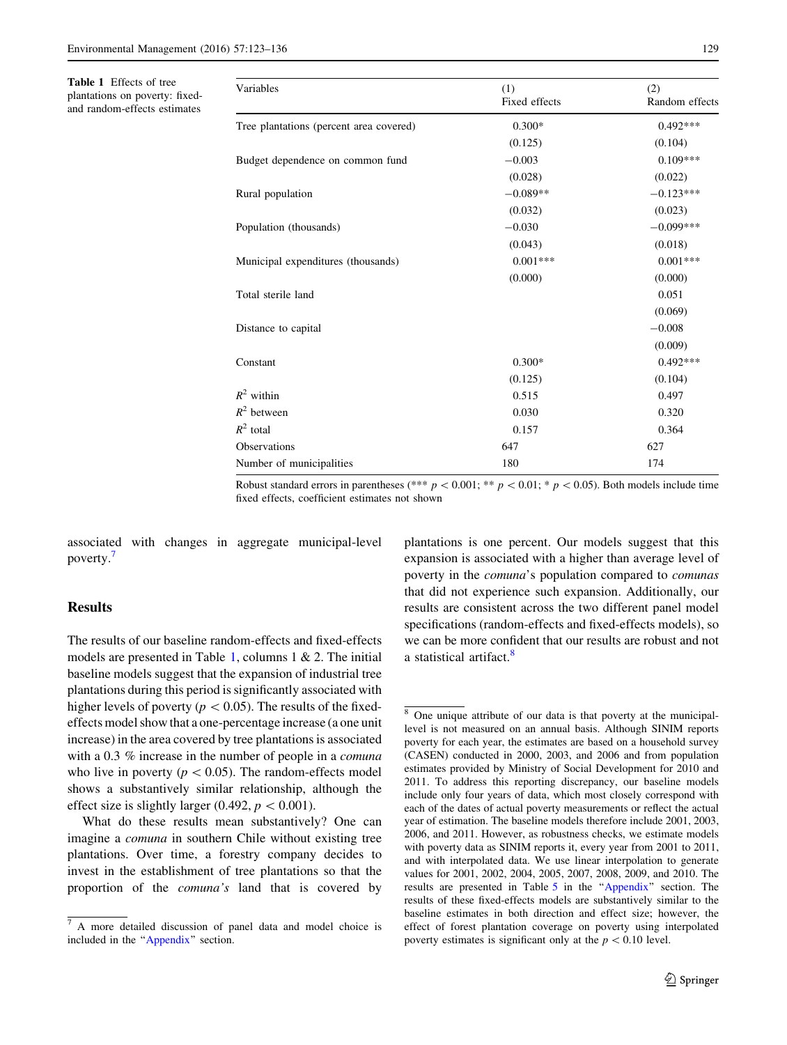**Table 1** Effects of tree plantations on poverty: fixed- and random-effects estimates

| Variables | (1) Fixed effects | (2) Random effects |
|---|---|---|
| Tree plantations (percent area covered) | 0.300* | 0.492*** |
| | (0.125) | (0.104) |
| Budget dependence on common fund | −0.003 | 0.109*** |
| | (0.028) | (0.022) |
| Rural population | −0.089** | −0.123*** |
| | (0.032) | (0.023) |
| Population (thousands) | −0.030 | −0.099*** |
| | (0.043) | (0.018) |
| Municipal expenditures (thousands) | 0.001*** | 0.001*** |
| | (0.000) | (0.000) |
| Total sterile land | | 0.051 |
| | | (0.069) |
| Distance to capital | | −0.008 |
| | | (0.009) |
| Constant | 0.300* | 0.492*** |
| | (0.125) | (0.104) |
| $R^2$ within | 0.515 | 0.497 |
| $R^2$ between | 0.030 | 0.320 |
| $R^2$ total | 0.157 | 0.364 |
| Observations | 647 | 627 |
| Number of municipalities | 180 | 174 |

Robust standard errors in parentheses (*** $p < 0.001$; ** $p < 0.01$; * $p < 0.05$). Both models include time fixed effects, coefficient estimates not shown

associated with changes in aggregate municipal-level poverty.[7]

## Results

The results of our baseline random-effects and fixed-effects models are presented in Table 1, columns 1 & 2. The initial baseline models suggest that the expansion of industrial tree plantations during this period is significantly associated with higher levels of poverty ($p < 0.05$). The results of the fixed-effects model show that a one-percentage increase (a one unit increase) in the area covered by tree plantations is associated with a 0.3 % increase in the number of people in a *comuna* who live in poverty ($p < 0.05$). The random-effects model shows a substantively similar relationship, although the effect size is slightly larger (0.492, $p < 0.001$).

What do these results mean substantively? One can imagine a *comuna* in southern Chile without existing tree plantations. Over time, a forestry company decides to invest in the establishment of tree plantations so that the proportion of the *comuna's* land that is covered by plantations is one percent. Our models suggest that this expansion is associated with a higher than average level of poverty in the *comuna*'s population compared to *comunas* that did not experience such expansion. Additionally, our results are consistent across the two different panel model specifications (random-effects and fixed-effects models), so we can be more confident that our results are robust and not a statistical artifact.[8]

[7] A more detailed discussion of panel data and model choice is included in the "Appendix" section.

[8] One unique attribute of our data is that poverty at the municipal-level is not measured on an annual basis. Although SINIM reports poverty for each year, the estimates are based on a household survey (CASEN) conducted in 2000, 2003, and 2006 and from population estimates provided by Ministry of Social Development for 2010 and 2011. To address this reporting discrepancy, our baseline models include only four years of data, which most closely correspond with each of the dates of actual poverty measurements or reflect the actual year of estimation. The baseline models therefore include 2001, 2003, 2006, and 2011. However, as robustness checks, we estimate models with poverty data as SINIM reports it, every year from 2001 to 2011, and with interpolated data. We use linear interpolation to generate values for 2001, 2002, 2004, 2005, 2007, 2008, 2009, and 2010. The results are presented in Table 5 in the "Appendix" section. The results of these fixed-effects models are substantively similar to the baseline estimates in both direction and effect size; however, the effect of forest plantation coverage on poverty using interpolated poverty estimates is significant only at the $p < 0.10$ level.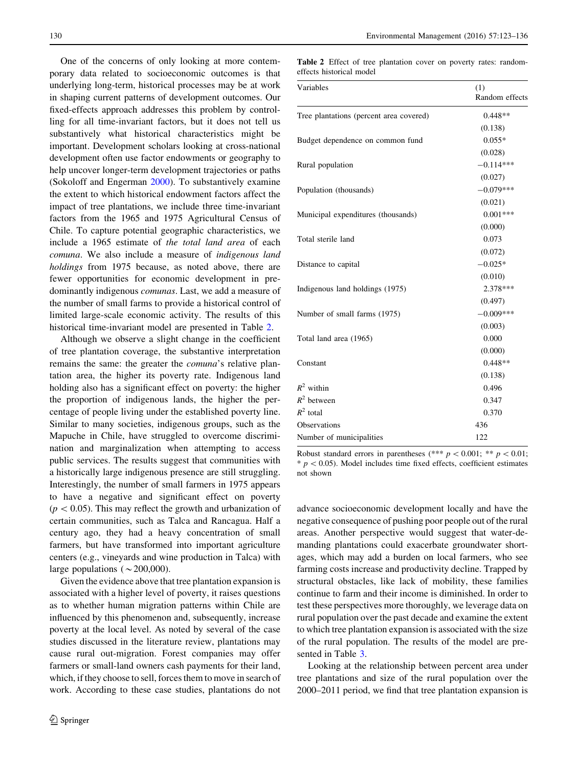One of the concerns of only looking at more contemporary data related to socioeconomic outcomes is that underlying long-term, historical processes may be at work in shaping current patterns of development outcomes. Our fixed-effects approach addresses this problem by controlling for all time-invariant factors, but it does not tell us substantively what historical characteristics might be important. Development scholars looking at cross-national development often use factor endowments or geography to help uncover longer-term development trajectories or paths (Sokoloff and Engerman 2000). To substantively examine the extent to which historical endowment factors affect the impact of tree plantations, we include three time-invariant factors from the 1965 and 1975 Agricultural Census of Chile. To capture potential geographic characteristics, we include a 1965 estimate of *the total land area* of each *comuna*. We also include a measure of *indigenous land holdings* from 1975 because, as noted above, there are fewer opportunities for economic development in predominantly indigenous *comunas*. Last, we add a measure of the number of small farms to provide a historical control of limited large-scale economic activity. The results of this historical time-invariant model are presented in Table 2.

**Table 2** Effect of tree plantation cover on poverty rates: random-effects historical model

| Variables | (1) Random effects |
|---|---|
| Tree plantations (percent area covered) | 0.448** |
| | (0.138) |
| Budget dependence on common fund | 0.055* |
| | (0.028) |
| Rural population | −0.114*** |
| | (0.027) |
| Population (thousands) | −0.079*** |
| | (0.021) |
| Municipal expenditures (thousands) | 0.001*** |
| | (0.000) |
| Total sterile land | 0.073 |
| | (0.072) |
| Distance to capital | −0.025* |
| | (0.010) |
| Indigenous land holdings (1975) | 2.378*** |
| | (0.497) |
| Number of small farms (1975) | −0.009*** |
| | (0.003) |
| Total land area (1965) | 0.000 |
| | (0.000) |
| Constant | 0.448** |
| | (0.138) |
| $R^2$ within | 0.496 |
| $R^2$ between | 0.347 |
| $R^2$ total | 0.370 |
| Observations | 436 |
| Number of municipalities | 122 |

Robust standard errors in parentheses (*** $p < 0.001$; ** $p < 0.01$; * $p < 0.05$). Model includes time fixed effects, coefficient estimates not shown

Although we observe a slight change in the coefficient of tree plantation coverage, the substantive interpretation remains the same: the greater the *comuna*'s relative plantation area, the higher its poverty rate. Indigenous land holding also has a significant effect on poverty: the higher the proportion of indigenous lands, the higher the percentage of people living under the established poverty line. Similar to many societies, indigenous groups, such as the Mapuche in Chile, have struggled to overcome discrimination and marginalization when attempting to access public services. The results suggest that communities with a historically large indigenous presence are still struggling. Interestingly, the number of small farmers in 1975 appears to have a negative and significant effect on poverty ($p < 0.05$). This may reflect the growth and urbanization of certain communities, such as Talca and Rancagua. Half a century ago, they had a heavy concentration of small farmers, but have transformed into important agriculture centers (e.g., vineyards and wine production in Talca) with large populations ($\sim$200,000).

Given the evidence above that tree plantation expansion is associated with a higher level of poverty, it raises questions as to whether human migration patterns within Chile are influenced by this phenomenon and, subsequently, increase poverty at the local level. As noted by several of the case studies discussed in the literature review, plantations may cause rural out-migration. Forest companies may offer farmers or small-land owners cash payments for their land, which, if they choose to sell, forces them to move in search of work. According to these case studies, plantations do not advance socioeconomic development locally and have the negative consequence of pushing poor people out of the rural areas. Another perspective would suggest that water-demanding plantations could exacerbate groundwater shortages, which may add a burden on local farmers, who see farming costs increase and productivity decline. Trapped by structural obstacles, like lack of mobility, these families continue to farm and their income is diminished. In order to test these perspectives more thoroughly, we leverage data on rural population over the past decade and examine the extent to which tree plantation expansion is associated with the size of the rural population. The results of the model are presented in Table 3.

Looking at the relationship between percent area under tree plantations and size of the rural population over the 2000–2011 period, we find that tree plantation expansion is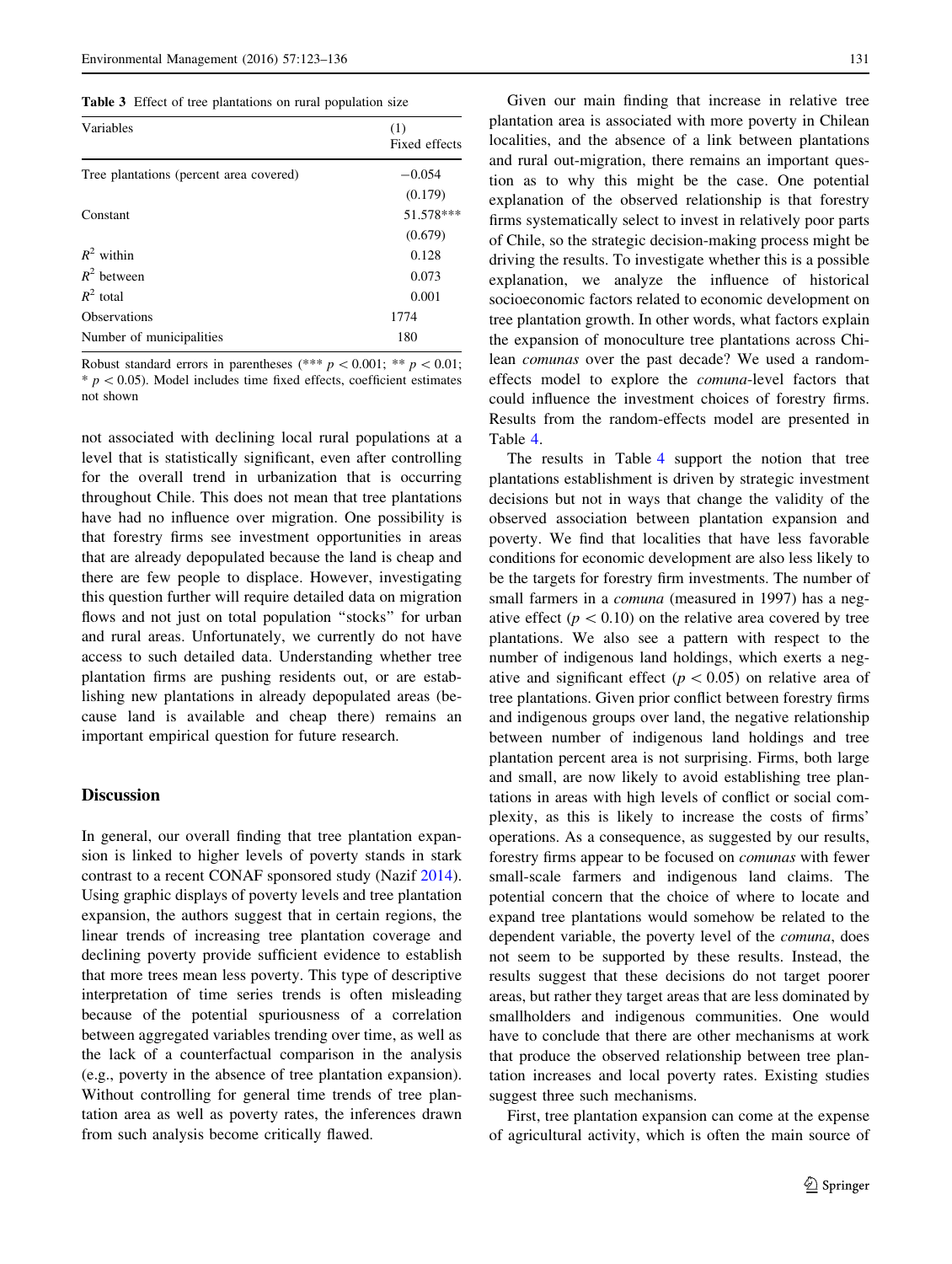**Table 3** Effect of tree plantations on rural population size

| Variables | (1) Fixed effects |
|---|---|
| Tree plantations (percent area covered) | −0.054 |
| | (0.179) |
| Constant | 51.578*** |
| | (0.679) |
| $R^2$ within | 0.128 |
| $R^2$ between | 0.073 |
| $R^2$ total | 0.001 |
| Observations | 1774 |
| Number of municipalities | 180 |

Robust standard errors in parentheses (*** $p < 0.001$; ** $p < 0.01$; * $p < 0.05$). Model includes time fixed effects, coefficient estimates not shown

not associated with declining local rural populations at a level that is statistically significant, even after controlling for the overall trend in urbanization that is occurring throughout Chile. This does not mean that tree plantations have had no influence over migration. One possibility is that forestry firms see investment opportunities in areas that are already depopulated because the land is cheap and there are few people to displace. However, investigating this question further will require detailed data on migration flows and not just on total population "stocks" for urban and rural areas. Unfortunately, we currently do not have access to such detailed data. Understanding whether tree plantation firms are pushing residents out, or are establishing new plantations in already depopulated areas (because land is available and cheap there) remains an important empirical question for future research.

## Discussion

In general, our overall finding that tree plantation expansion is linked to higher levels of poverty stands in stark contrast to a recent CONAF sponsored study (Nazif 2014). Using graphic displays of poverty levels and tree plantation expansion, the authors suggest that in certain regions, the linear trends of increasing tree plantation coverage and declining poverty provide sufficient evidence to establish that more trees mean less poverty. This type of descriptive interpretation of time series trends is often misleading because of the potential spuriousness of a correlation between aggregated variables trending over time, as well as the lack of a counterfactual comparison in the analysis (e.g., poverty in the absence of tree plantation expansion). Without controlling for general time trends of tree plantation area as well as poverty rates, the inferences drawn from such analysis become critically flawed.

Given our main finding that increase in relative tree plantation area is associated with more poverty in Chilean localities, and the absence of a link between plantations and rural out-migration, there remains an important question as to why this might be the case. One potential explanation of the observed relationship is that forestry firms systematically select to invest in relatively poor parts of Chile, so the strategic decision-making process might be driving the results. To investigate whether this is a possible explanation, we analyze the influence of historical socioeconomic factors related to economic development on tree plantation growth. In other words, what factors explain the expansion of monoculture tree plantations across Chilean *comunas* over the past decade? We used a random-effects model to explore the *comuna*-level factors that could influence the investment choices of forestry firms. Results from the random-effects model are presented in Table 4.

The results in Table 4 support the notion that tree plantations establishment is driven by strategic investment decisions but not in ways that change the validity of the observed association between plantation expansion and poverty. We find that localities that have less favorable conditions for economic development are also less likely to be the targets for forestry firm investments. The number of small farmers in a *comuna* (measured in 1997) has a negative effect ($p < 0.10$) on the relative area covered by tree plantations. We also see a pattern with respect to the number of indigenous land holdings, which exerts a negative and significant effect ($p < 0.05$) on relative area of tree plantations. Given prior conflict between forestry firms and indigenous groups over land, the negative relationship between number of indigenous land holdings and tree plantation percent area is not surprising. Firms, both large and small, are now likely to avoid establishing tree plantations in areas with high levels of conflict or social complexity, as this is likely to increase the costs of firms' operations. As a consequence, as suggested by our results, forestry firms appear to be focused on *comunas* with fewer small-scale farmers and indigenous land claims. The potential concern that the choice of where to locate and expand tree plantations would somehow be related to the dependent variable, the poverty level of the *comuna*, does not seem to be supported by these results. Instead, the results suggest that these decisions do not target poorer areas, but rather they target areas that are less dominated by smallholders and indigenous communities. One would have to conclude that there are other mechanisms at work that produce the observed relationship between tree plantation increases and local poverty rates. Existing studies suggest three such mechanisms.

First, tree plantation expansion can come at the expense of agricultural activity, which is often the main source of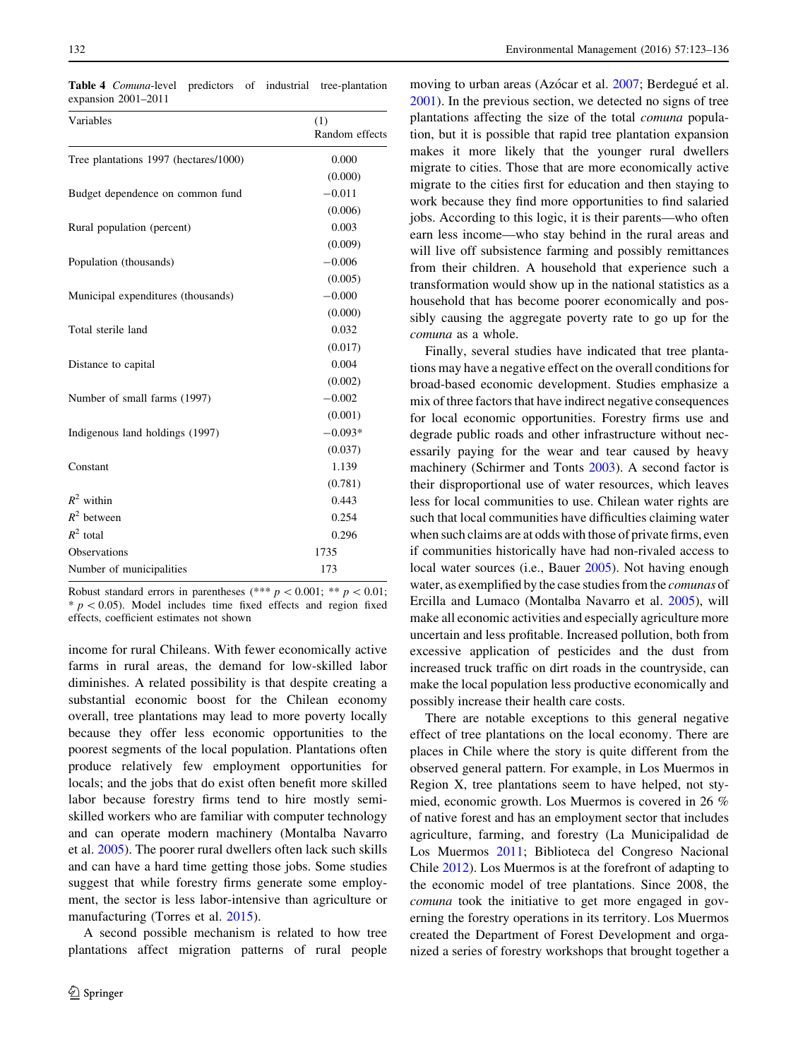**Table 4** *Comuna*-level predictors of industrial tree-plantation expansion 2001–2011

| Variables | (1) Random effects |
|---|---|
| Tree plantations 1997 (hectares/1000) | 0.000 |
| | (0.000) |
| Budget dependence on common fund | −0.011 |
| | (0.006) |
| Rural population (percent) | 0.003 |
| | (0.009) |
| Population (thousands) | −0.006 |
| | (0.005) |
| Municipal expenditures (thousands) | −0.000 |
| | (0.000) |
| Total sterile land | 0.032 |
| | (0.017) |
| Distance to capital | 0.004 |
| | (0.002) |
| Number of small farms (1997) | −0.002 |
| | (0.001) |
| Indigenous land holdings (1997) | −0.093* |
| | (0.037) |
| Constant | 1.139 |
| | (0.781) |
| $R^2$ within | 0.443 |
| $R^2$ between | 0.254 |
| $R^2$ total | 0.296 |
| Observations | 1735 |
| Number of municipalities | 173 |

Robust standard errors in parentheses (*** $p < 0.001$; ** $p < 0.01$; * $p < 0.05$). Model includes time fixed effects and region fixed effects, coefficient estimates not shown

income for rural Chileans. With fewer economically active farms in rural areas, the demand for low-skilled labor diminishes. A related possibility is that despite creating a substantial economic boost for the Chilean economy overall, tree plantations may lead to more poverty locally because they offer less economic opportunities to the poorest segments of the local population. Plantations often produce relatively few employment opportunities for locals; and the jobs that do exist often benefit more skilled labor because forestry firms tend to hire mostly semi-skilled workers who are familiar with computer technology and can operate modern machinery (Montalba Navarro et al. 2005). The poorer rural dwellers often lack such skills and can have a hard time getting those jobs. Some studies suggest that while forestry firms generate some employment, the sector is less labor-intensive than agriculture or manufacturing (Torres et al. 2015).

A second possible mechanism is related to how tree plantations affect migration patterns of rural people moving to urban areas (Azócar et al. 2007; Berdegué et al. 2001). In the previous section, we detected no signs of tree plantations affecting the size of the total *comuna* population, but it is possible that rapid tree plantation expansion makes it more likely that the younger rural dwellers migrate to cities. Those that are more economically active migrate to the cities first for education and then staying to work because they find more opportunities to find salaried jobs. According to this logic, it is their parents—who often earn less income—who stay behind in the rural areas and will live off subsistence farming and possibly remittances from their children. A household that experience such a transformation would show up in the national statistics as a household that has become poorer economically and possibly causing the aggregate poverty rate to go up for the *comuna* as a whole.

Finally, several studies have indicated that tree plantations may have a negative effect on the overall conditions for broad-based economic development. Studies emphasize a mix of three factors that have indirect negative consequences for local economic opportunities. Forestry firms use and degrade public roads and other infrastructure without necessarily paying for the wear and tear caused by heavy machinery (Schirmer and Tonts 2003). A second factor is their disproportional use of water resources, which leaves less for local communities to use. Chilean water rights are such that local communities have difficulties claiming water when such claims are at odds with those of private firms, even if communities historically have had non-rivaled access to local water sources (i.e., Bauer 2005). Not having enough water, as exemplified by the case studies from the *comunas* of Ercilla and Lumaco (Montalba Navarro et al. 2005), will make all economic activities and especially agriculture more uncertain and less profitable. Increased pollution, both from excessive application of pesticides and the dust from increased truck traffic on dirt roads in the countryside, can make the local population less productive economically and possibly increase their health care costs.

There are notable exceptions to this general negative effect of tree plantations on the local economy. There are places in Chile where the story is quite different from the observed general pattern. For example, in Los Muermos in Region X, tree plantations seem to have helped, not stymied, economic growth. Los Muermos is covered in 26 % of native forest and has an employment sector that includes agriculture, farming, and forestry (La Municipalidad de Los Muermos 2011; Biblioteca del Congreso Nacional Chile 2012). Los Muermos is at the forefront of adapting to the economic model of tree plantations. Since 2008, the *comuna* took the initiative to get more engaged in governing the forestry operations in its territory. Los Muermos created the Department of Forest Development and organized a series of forestry workshops that brought together a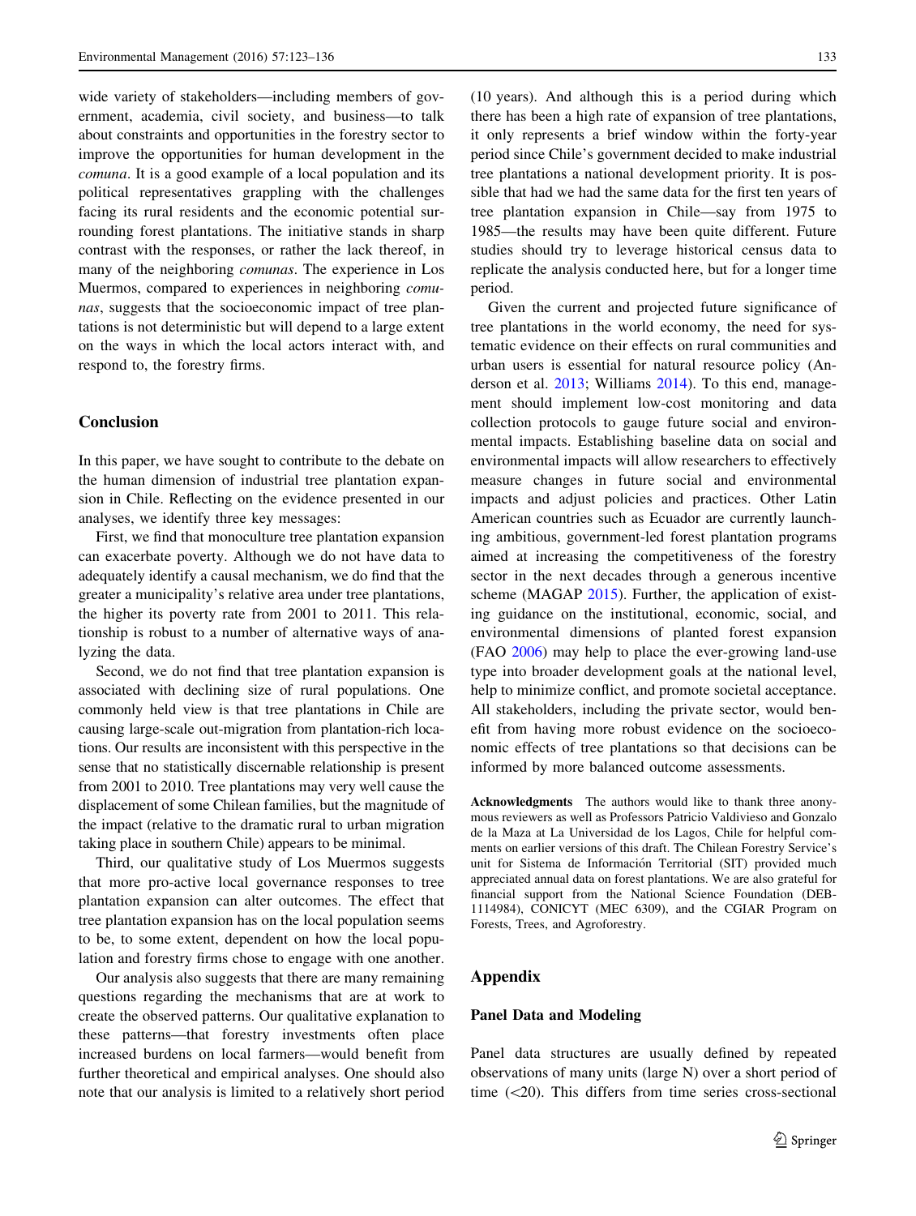wide variety of stakeholders—including members of government, academia, civil society, and business—to talk about constraints and opportunities in the forestry sector to improve the opportunities for human development in the *comuna*. It is a good example of a local population and its political representatives grappling with the challenges facing its rural residents and the economic potential surrounding forest plantations. The initiative stands in sharp contrast with the responses, or rather the lack thereof, in many of the neighboring *comunas*. The experience in Los Muermos, compared to experiences in neighboring *comunas*, suggests that the socioeconomic impact of tree plantations is not deterministic but will depend to a large extent on the ways in which the local actors interact with, and respond to, the forestry firms.

## Conclusion

In this paper, we have sought to contribute to the debate on the human dimension of industrial tree plantation expansion in Chile. Reflecting on the evidence presented in our analyses, we identify three key messages:

First, we find that monoculture tree plantation expansion can exacerbate poverty. Although we do not have data to adequately identify a causal mechanism, we do find that the greater a municipality's relative area under tree plantations, the higher its poverty rate from 2001 to 2011. This relationship is robust to a number of alternative ways of analyzing the data.

Second, we do not find that tree plantation expansion is associated with declining size of rural populations. One commonly held view is that tree plantations in Chile are causing large-scale out-migration from plantation-rich locations. Our results are inconsistent with this perspective in the sense that no statistically discernable relationship is present from 2001 to 2010. Tree plantations may very well cause the displacement of some Chilean families, but the magnitude of the impact (relative to the dramatic rural to urban migration taking place in southern Chile) appears to be minimal.

Third, our qualitative study of Los Muermos suggests that more pro-active local governance responses to tree plantation expansion can alter outcomes. The effect that tree plantation expansion has on the local population seems to be, to some extent, dependent on how the local population and forestry firms chose to engage with one another.

Our analysis also suggests that there are many remaining questions regarding the mechanisms that are at work to create the observed patterns. Our qualitative explanation to these patterns—that forestry investments often place increased burdens on local farmers—would benefit from further theoretical and empirical analyses. One should also note that our analysis is limited to a relatively short period (10 years). And although this is a period during which there has been a high rate of expansion of tree plantations, it only represents a brief window within the forty-year period since Chile's government decided to make industrial tree plantations a national development priority. It is possible that had we had the same data for the first ten years of tree plantation expansion in Chile—say from 1975 to 1985—the results may have been quite different. Future studies should try to leverage historical census data to replicate the analysis conducted here, but for a longer time period.

Given the current and projected future significance of tree plantations in the world economy, the need for systematic evidence on their effects on rural communities and urban users is essential for natural resource policy (Anderson et al. 2013; Williams 2014). To this end, management should implement low-cost monitoring and data collection protocols to gauge future social and environmental impacts. Establishing baseline data on social and environmental impacts will allow researchers to effectively measure changes in future social and environmental impacts and adjust policies and practices. Other Latin American countries such as Ecuador are currently launching ambitious, government-led forest plantation programs aimed at increasing the competitiveness of the forestry sector in the next decades through a generous incentive scheme (MAGAP 2015). Further, the application of existing guidance on the institutional, economic, social, and environmental dimensions of planted forest expansion (FAO 2006) may help to place the ever-growing land-use type into broader development goals at the national level, help to minimize conflict, and promote societal acceptance. All stakeholders, including the private sector, would benefit from having more robust evidence on the socioeconomic effects of tree plantations so that decisions can be informed by more balanced outcome assessments.

**Acknowledgments** The authors would like to thank three anonymous reviewers as well as Professors Patricio Valdivieso and Gonzalo de la Maza at La Universidad de los Lagos, Chile for helpful comments on earlier versions of this draft. The Chilean Forestry Service's unit for Sistema de Información Territorial (SIT) provided much appreciated annual data on forest plantations. We are also grateful for financial support from the National Science Foundation (DEB-1114984), CONICYT (MEC 6309), and the CGIAR Program on Forests, Trees, and Agroforestry.

## Appendix

### Panel Data and Modeling

Panel data structures are usually defined by repeated observations of many units (large N) over a short period of time (<20). This differs from time series cross-sectional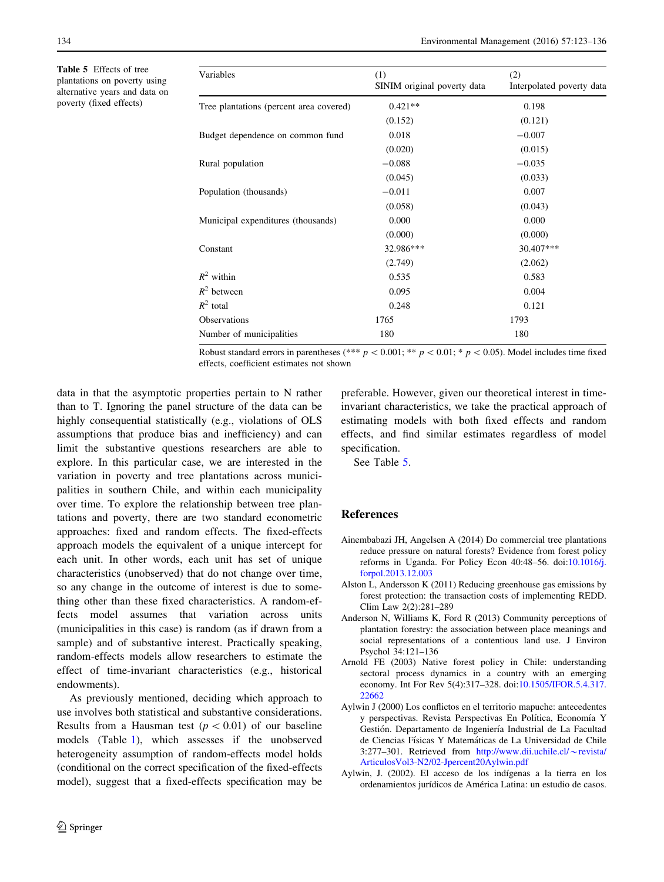**Table 5** Effects of tree plantations on poverty using alternative years and data on poverty (fixed effects)

| Variables | (1) SINIM original poverty data | (2) Interpolated poverty data |
|---|---|---|
| Tree plantations (percent area covered) | 0.421** | 0.198 |
| | (0.152) | (0.121) |
| Budget dependence on common fund | 0.018 | −0.007 |
| | (0.020) | (0.015) |
| Rural population | −0.088 | −0.035 |
| | (0.045) | (0.033) |
| Population (thousands) | −0.011 | 0.007 |
| | (0.058) | (0.043) |
| Municipal expenditures (thousands) | 0.000 | 0.000 |
| | (0.000) | (0.000) |
| Constant | 32.986*** | 30.407*** |
| | (2.749) | (2.062) |
| $R^2$ within | 0.535 | 0.583 |
| $R^2$ between | 0.095 | 0.004 |
| $R^2$ total | 0.248 | 0.121 |
| Observations | 1765 | 1793 |
| Number of municipalities | 180 | 180 |

Robust standard errors in parentheses (*** $p < 0.001$; ** $p < 0.01$; * $p < 0.05$). Model includes time fixed effects, coefficient estimates not shown

data in that the asymptotic properties pertain to N rather than to T. Ignoring the panel structure of the data can be highly consequential statistically (e.g., violations of OLS assumptions that produce bias and inefficiency) and can limit the substantive questions researchers are able to explore. In this particular case, we are interested in the variation in poverty and tree plantations across municipalities in southern Chile, and within each municipality over time. To explore the relationship between tree plantations and poverty, there are two standard econometric approaches: fixed and random effects. The fixed-effects approach models the equivalent of a unique intercept for each unit. In other words, each unit has set of unique characteristics (unobserved) that do not change over time, so any change in the outcome of interest is due to something other than these fixed characteristics. A random-effects model assumes that variation across units (municipalities in this case) is random (as if drawn from a sample) and of substantive interest. Practically speaking, random-effects models allow researchers to estimate the effect of time-invariant characteristics (e.g., historical endowments).

As previously mentioned, deciding which approach to use involves both statistical and substantive considerations. Results from a Hausman test ($p < 0.01$) of our baseline models (Table 1), which assesses if the unobserved heterogeneity assumption of random-effects model holds (conditional on the correct specification of the fixed-effects model), suggest that a fixed-effects specification may be preferable. However, given our theoretical interest in time-invariant characteristics, we take the practical approach of estimating models with both fixed effects and random effects, and find similar estimates regardless of model specification.

See Table 5.

## References

Ainembabazi JH, Angelsen A (2014) Do commercial tree plantations reduce pressure on natural forests? Evidence from forest policy reforms in Uganda. For Policy Econ 40:48–56. doi:10.1016/j.forpol.2013.12.003

Alston L, Andersson K (2011) Reducing greenhouse gas emissions by forest protection: the transaction costs of implementing REDD. Clim Law 2(2):281–289

Anderson N, Williams K, Ford R (2013) Community perceptions of plantation forestry: the association between place meanings and social representations of a contentious land use. J Environ Psychol 34:121–136

Arnold FE (2003) Native forest policy in Chile: understanding sectoral process dynamics in a country with an emerging economy. Int For Rev 5(4):317–328. doi:10.1505/IFOR.5.4.317.22662

Aylwin J (2000) Los conflictos en el territorio mapuche: antecedentes y perspectivas. Revista Perspectivas En Política, Economía Y Gestión. Departamento de Ingeniería Industrial de La Facultad de Ciencias Físicas Y Matemáticas de La Universidad de Chile 3:277–301. Retrieved from http://www.dii.uchile.cl/~revista/ArticulosVol3-N2/02-Jpercent20Aylwin.pdf

Aylwin, J. (2002). El acceso de los indígenas a la tierra en los ordenamientos jurídicos de América Latina: un estudio de casos.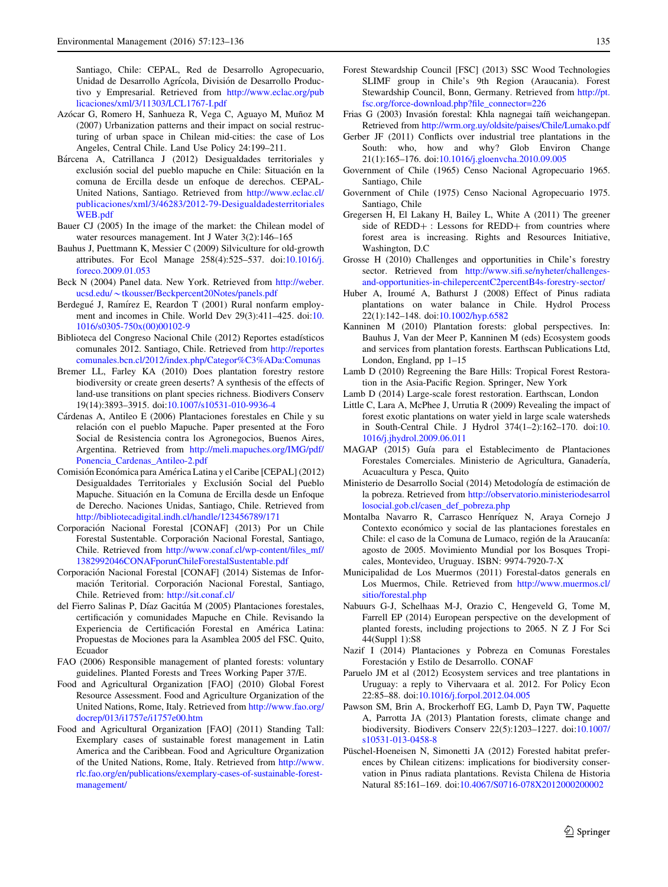Santiago, Chile: CEPAL, Red de Desarrollo Agropecuario, Unidad de Desarrollo Agrícola, División de Desarrollo Productivo y Empresarial. Retrieved from http://www.eclac.org/publicaciones/xml/3/11303/LCL1767-I.pdf

Azócar G, Romero H, Sanhueza R, Vega C, Aguayo M, Muñoz M (2007) Urbanization patterns and their impact on social restructuring of urban space in Chilean mid-cities: the case of Los Angeles, Central Chile. Land Use Policy 24:199–211.

Bárcena A, Catrillanca J (2012) Desigualdades territoriales y exclusión social del pueblo mapuche en Chile: Situación en la comuna de Ercilla desde un enfoque de derechos. CEPAL-United Nations, Santiago. Retrieved from http://www.eclac.cl/publicaciones/xml/3/46283/2012-79-DesigualdadesterritorialesWEB.pdf

Bauer CJ (2005) In the image of the market: the Chilean model of water resources management. Int J Water 3(2):146–165

Bauhus J, Puettmann K, Messier C (2009) Silviculture for old-growth attributes. For Ecol Manage 258(4):525–537. doi:10.1016/j.foreco.2009.01.053

Beck N (2004) Panel data. New York. Retrieved from http://weber.ucsd.edu/~tkousser/Beckpercent20Notes/panels.pdf

Berdegué J, Ramírez E, Reardon T (2001) Rural nonfarm employment and incomes in Chile. World Dev 29(3):411–425. doi:10.1016/s0305-750x(00)00102-9

Biblioteca del Congreso Nacional Chile (2012) Reportes estadísticos comunales 2012. Santiago, Chile. Retrieved from http://reportescomunales.bcn.cl/2012/index.php/Categor%C3%ADa:Comunas

Bremer LL, Farley KA (2010) Does plantation forestry restore biodiversity or create green deserts? A synthesis of the effects of land-use transitions on plant species richness. Biodivers Conserv 19(14):3893–3915. doi:10.1007/s10531-010-9936-4

Cárdenas A, Antileo E (2006) Plantaciones forestales en Chile y su relación con el pueblo Mapuche. Paper presented at the Foro Social de Resistencia contra los Agronegocios, Buenos Aires, Argentina. Retrieved from http://meli.mapuches.org/IMG/pdf/Ponencia_Cardenas_Antileo-2.pdf

Comisión Económica para América Latina y el Caribe [CEPAL] (2012) Desigualdades Territoriales y Exclusión Social del Pueblo Mapuche. Situación en la Comuna de Ercilla desde un Enfoque de Derecho. Naciones Unidas, Santiago, Chile. Retrieved from http://bibliotecadigital.indh.cl/handle/123456789/171

Corporación Nacional Forestal [CONAF] (2013) Por un Chile Forestal Sustentable. Corporación Nacional Forestal, Santiago, Chile. Retrieved from http://www.conaf.cl/wp-content/files_mf/1382992046CONAFporunChileForestalSustentable.pdf

Corporación Nacional Forestal [CONAF] (2014) Sistemas de Información Teritorial. Corporación Nacional Forestal, Santiago, Chile. Retrieved from: http://sit.conaf.cl/

del Fierro Salinas P, Díaz Gacitúa M (2005) Plantaciones forestales, certificación y comunidades Mapuche en Chile. Revisando la Experiencia de Certificación Forestal en América Latina: Propuestas de Mociones para la Asamblea 2005 del FSC. Quito, Ecuador

FAO (2006) Responsible management of planted forests: voluntary guidelines. Planted Forests and Trees Working Paper 37/E.

Food and Agricultural Organization [FAO] (2010) Global Forest Resource Assessment. Food and Agriculture Organization of the United Nations, Rome, Italy. Retrieved from http://www.fao.org/docrep/013/i1757e/i1757e00.htm

Food and Agricultural Organization [FAO] (2011) Standing Tall: Exemplary cases of sustainable forest management in Latin America and the Caribbean. Food and Agriculture Organization of the United Nations, Rome, Italy. Retrieved from http://www.rlc.fao.org/en/publications/exemplary-cases-of-sustainable-forest-management/

Forest Stewardship Council [FSC] (2013) SSC Wood Technologies SLIMF group in Chile's 9th Region (Araucania). Forest Stewardship Council, Bonn, Germany. Retrieved from http://pt.fsc.org/force-download.php?file_connector=226

Frias G (2003) Invasión forestal: Khla nagnegai taíñ weichangepan. Retrieved from http://wrm.org.uy/oldsite/paises/Chile/Lumako.pdf

Gerber JF (2011) Conflicts over industrial tree plantations in the South: who, how and why? Glob Environ Change 21(1):165–176. doi:10.1016/j.gloenvcha.2010.09.005

Government of Chile (1965) Censo Nacional Agropecuario 1965. Santiago, Chile

Government of Chile (1975) Censo Nacional Agropecuario 1975. Santiago, Chile

Gregersen H, El Lakany H, Bailey L, White A (2011) The greener side of REDD+ : Lessons for REDD+ from countries where forest area is increasing. Rights and Resources Initiative, Washington, D.C

Grosse H (2010) Challenges and opportunities in Chile's forestry sector. Retrieved from http://www.sifi.se/nyheter/challenges-and-opportunities-in-chilepercentC2percentB4s-forestry-sector/

Huber A, Iroumé A, Bathurst J (2008) Effect of Pinus radiata plantations on water balance in Chile. Hydrol Process 22(1):142–148. doi:10.1002/hyp.6582

Kanninen M (2010) Plantation forests: global perspectives. In: Bauhus J, Van der Meer P, Kanninen M (eds) Ecosystem goods and services from plantation forests. Earthscan Publications Ltd, London, England, pp 1–15

Lamb D (2010) Regreening the Bare Hills: Tropical Forest Restoration in the Asia-Pacific Region. Springer, New York

Lamb D (2014) Large-scale forest restoration. Earthscan, London

Little C, Lara A, McPhee J, Urrutia R (2009) Revealing the impact of forest exotic plantations on water yield in large scale watersheds in South-Central Chile. J Hydrol 374(1–2):162–170. doi:10.1016/j.jhydrol.2009.06.011

MAGAP (2015) Guía para el Establecimento de Plantaciones Forestales Comerciales. Ministerio de Agricultura, Ganadería, Acuacultura y Pesca, Quito

Ministerio de Desarrollo Social (2014) Metodología de estimación de la pobreza. Retrieved from http://observatorio.ministeriodesarrollosocial.gob.cl/casen_def_pobreza.php

Montalba Navarro R, Carrasco Henríquez N, Araya Cornejo J Contexto económico y social de las plantaciones forestales en Chile: el caso de la Comuna de Lumaco, región de la Araucanía: agosto de 2005. Movimiento Mundial por los Bosques Tropicales, Montevideo, Uruguay. ISBN: 9974-7920-7-X

Municipalidad de Los Muermos (2011) Forestal-datos generals en Los Muermos, Chile. Retrieved from http://www.muermos.cl/sitio/forestal.php

Nabuurs G-J, Schelhaas M-J, Orazio C, Hengeveld G, Tome M, Farrell EP (2014) European perspective on the development of planted forests, including projections to 2065. N Z J For Sci 44(Suppl 1):S8

Nazif I (2014) Plantaciones y Pobreza en Comunas Forestales Forestación y Estilo de Desarrollo. CONAF

Paruelo JM et al (2012) Ecosystem services and tree plantations in Uruguay: a reply to Vihervaara et al. 2012. For Policy Econ 22:85–88. doi:10.1016/j.forpol.2012.04.005

Pawson SM, Brin A, Brockerhoff EG, Lamb D, Payn TW, Paquette A, Parrotta JA (2013) Plantation forests, climate change and biodiversity. Biodivers Conserv 22(5):1203–1227. doi:10.1007/s10531-013-0458-8

Püschel-Hoeneisen N, Simonetti JA (2012) Forested habitat preferences by Chilean citizens: implications for biodiversity conservation in Pinus radiata plantations. Revista Chilena de Historia Natural 85:161–169. doi:10.4067/S0716-078X2012000200002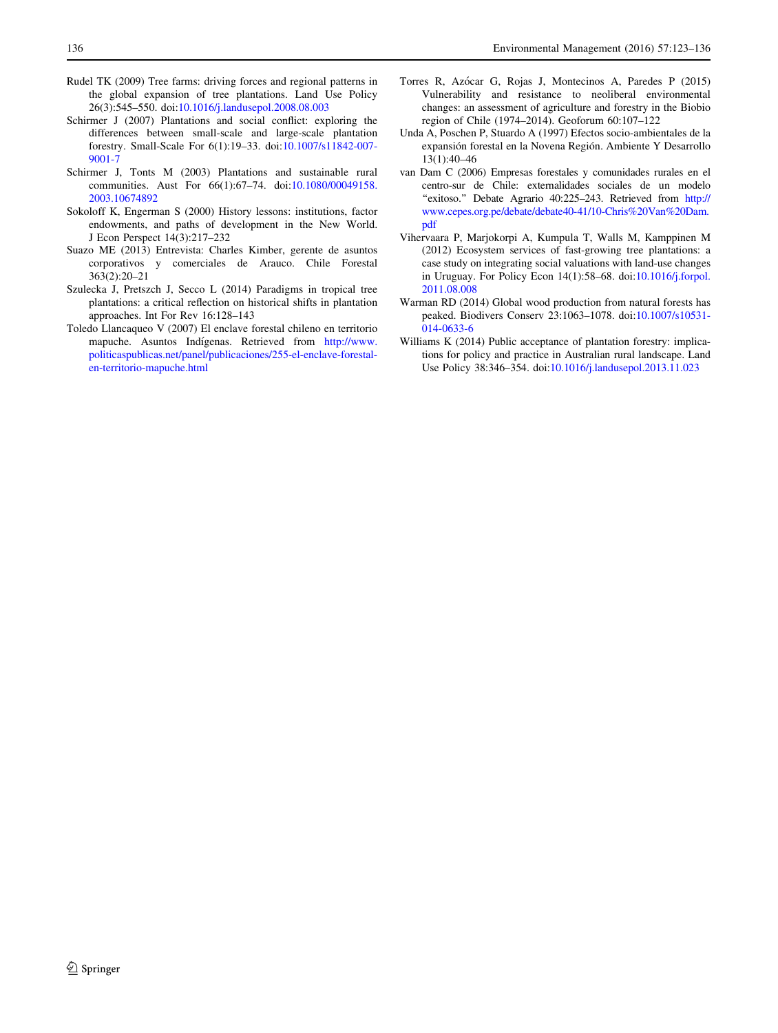Rudel TK (2009) Tree farms: driving forces and regional patterns in the global expansion of tree plantations. Land Use Policy 26(3):545–550. doi:10.1016/j.landusepol.2008.08.003

Schirmer J (2007) Plantations and social conflict: exploring the differences between small-scale and large-scale plantation forestry. Small-Scale For 6(1):19–33. doi:10.1007/s11842-007-9001-7

Schirmer J, Tonts M (2003) Plantations and sustainable rural communities. Aust For 66(1):67–74. doi:10.1080/00049158.2003.10674892

Sokoloff K, Engerman S (2000) History lessons: institutions, factor endowments, and paths of development in the New World. J Econ Perspect 14(3):217–232

Suazo ME (2013) Entrevista: Charles Kimber, gerente de asuntos corporativos y comerciales de Arauco. Chile Forestal 363(2):20–21

Szulecka J, Pretszch J, Secco L (2014) Paradigms in tropical tree plantations: a critical reflection on historical shifts in plantation approaches. Int For Rev 16:128–143

Toledo Llancaqueo V (2007) El enclave forestal chileno en territorio mapuche. Asuntos Indígenas. Retrieved from http://www.politicaspublicas.net/panel/publicaciones/255-el-enclave-forestal-en-territorio-mapuche.html

Torres R, Azócar G, Rojas J, Montecinos A, Paredes P (2015) Vulnerability and resistance to neoliberal environmental changes: an assessment of agriculture and forestry in the Biobio region of Chile (1974–2014). Geoforum 60:107–122

Unda A, Poschen P, Stuardo A (1997) Efectos socio-ambientales de la expansión forestal en la Novena Región. Ambiente Y Desarrollo 13(1):40–46

van Dam C (2006) Empresas forestales y comunidades rurales en el centro-sur de Chile: externalidades sociales de un modelo "exitoso." Debate Agrario 40:225–243. Retrieved from http://www.cepes.org.pe/debate/debate40-41/10-Chris%20Van%20Dam.pdf

Vihervaara P, Marjokorpi A, Kumpula T, Walls M, Kamppinen M (2012) Ecosystem services of fast-growing tree plantations: a case study on integrating social valuations with land-use changes in Uruguay. For Policy Econ 14(1):58–68. doi:10.1016/j.forpol.2011.08.008

Warman RD (2014) Global wood production from natural forests has peaked. Biodivers Conserv 23:1063–1078. doi:10.1007/s10531-014-0633-6

Williams K (2014) Public acceptance of plantation forestry: implications for policy and practice in Australian rural landscape. Land Use Policy 38:346–354. doi:10.1016/j.landusepol.2013.11.023